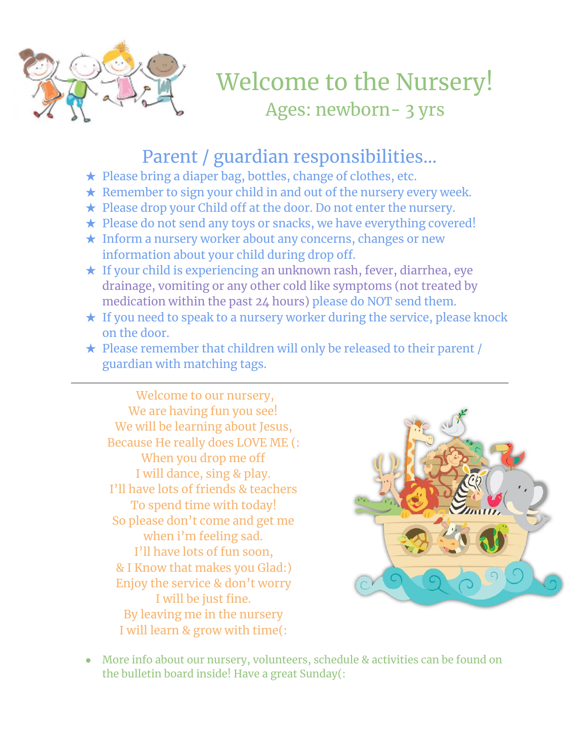# Welcome to the Nursery!

Ages: newborn- 3 yrs

## Parent / guardian responsibilities...

★ Please bring a diaper bag, bottles, change of clothes, etc.
★ Remember to sign your child in and out of the nursery every week.
★ Please drop your Child off at the door. Do not enter the nursery.
★ Please do not send any toys or snacks, we have everything covered!
★ Inform a nursery worker about any concerns, changes or new information about your child during drop off.
★ If your child is experiencing an unknown rash, fever, diarrhea, eye drainage, vomiting or any other cold like symptoms (not treated by medication within the past 24 hours) please do NOT send them.
★ If you need to speak to a nursery worker during the service, please knock on the door.
★ Please remember that children will only be released to their parent / guardian with matching tags.

---

Welcome to our nursery,
We are having fun you see!
We will be learning about Jesus,
Because He really does LOVE ME (:
When you drop me off
I will dance, sing & play.
I'll have lots of friends & teachers
To spend time with today!
So please don't come and get me
when i'm feeling sad.
I'll have lots of fun soon,
& I Know that makes you Glad:)
Enjoy the service & don't worry
I will be just fine.
By leaving me in the nursery
I will learn & grow with time(:

- More info about our nursery, volunteers, schedule & activities can be found on the bulletin board inside! Have a great Sunday(: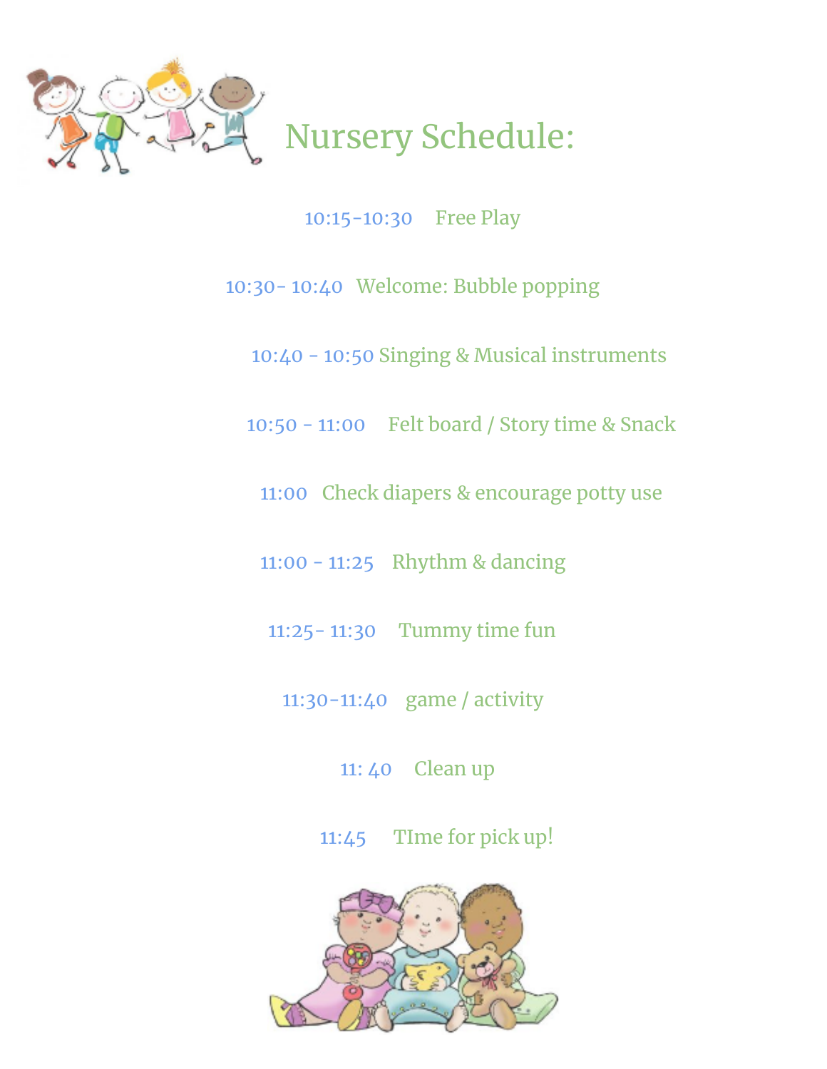# Nursery Schedule:

10:15-10:30 Free Play

10:30- 10:40 Welcome: Bubble popping

10:40 - 10:50 Singing & Musical instruments

10:50 - 11:00 Felt board / Story time & Snack

11:00 Check diapers & encourage potty use

11:00 - 11:25 Rhythm & dancing

11:25- 11:30 Tummy time fun

11:30-11:40 game / activity

11: 40 Clean up

11:45 TIme for pick up!